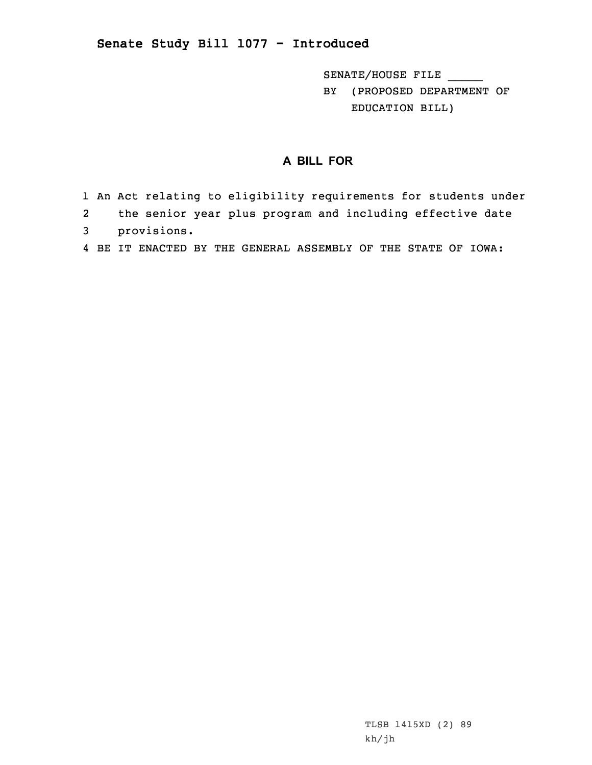## Senate Study Bill 1077 - Introduced

SENATE/HOUSE FILE _____
BY (PROPOSED DEPARTMENT OF EDUCATION BILL)

### A BILL FOR

1 An Act relating to eligibility requirements for students under
2 the senior year plus program and including effective date
3 provisions.
4 BE IT ENACTED BY THE GENERAL ASSEMBLY OF THE STATE OF IOWA:

TLSB 1415XD (2) 89
kh/jh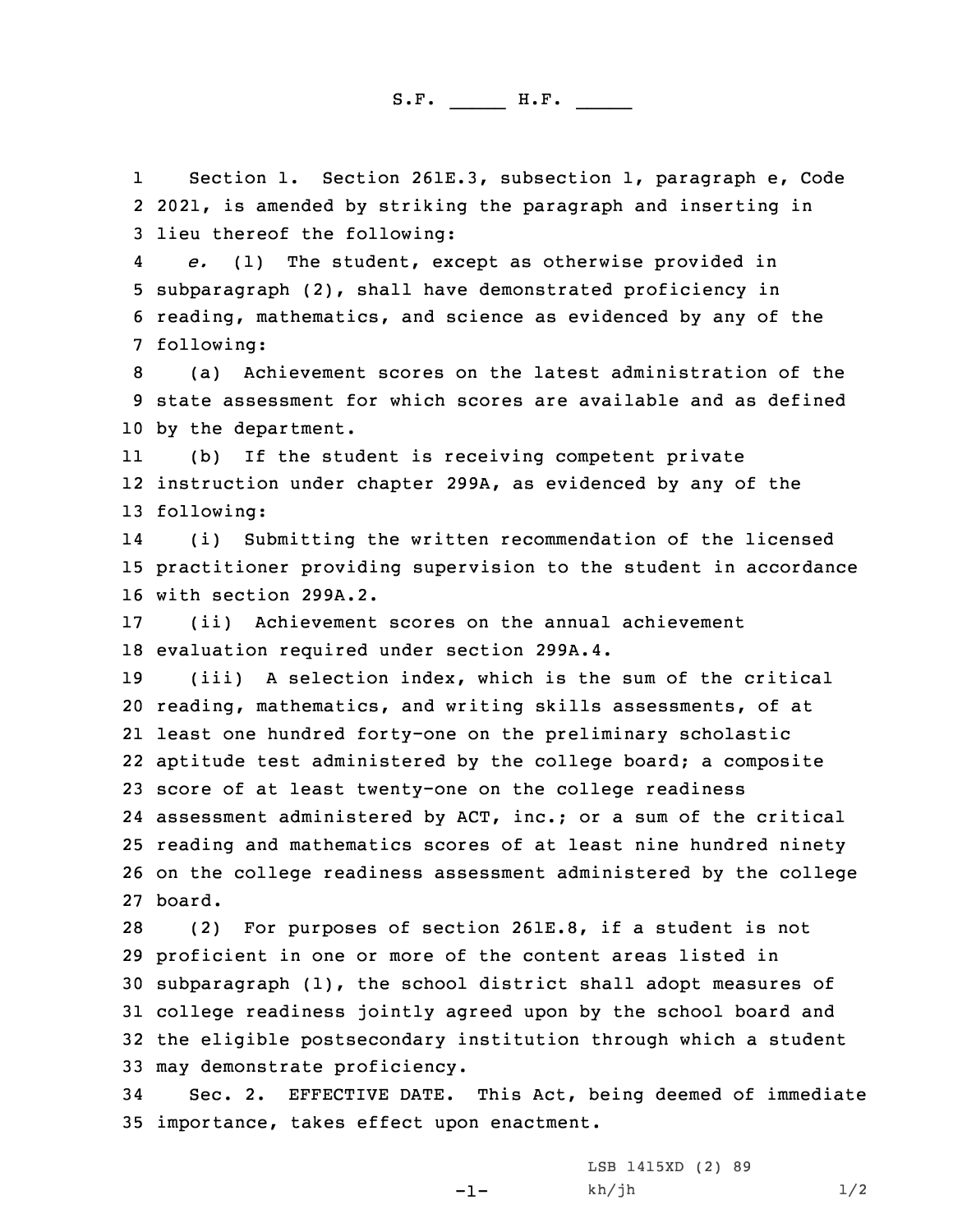S.F. _____ H.F. _____

Section 1. Section 261E.3, subsection 1, paragraph e, Code 2021, is amended by striking the paragraph and inserting in lieu thereof the following:

*e.* (1) The student, except as otherwise provided in subparagraph (2), shall have demonstrated proficiency in reading, mathematics, and science as evidenced by any of the following:

(a) Achievement scores on the latest administration of the state assessment for which scores are available and as defined by the department.

(b) If the student is receiving competent private instruction under chapter 299A, as evidenced by any of the following:

(i) Submitting the written recommendation of the licensed practitioner providing supervision to the student in accordance with section 299A.2.

(ii) Achievement scores on the annual achievement evaluation required under section 299A.4.

(iii) A selection index, which is the sum of the critical reading, mathematics, and writing skills assessments, of at least one hundred forty-one on the preliminary scholastic aptitude test administered by the college board; a composite score of at least twenty-one on the college readiness assessment administered by ACT, inc.; or a sum of the critical reading and mathematics scores of at least nine hundred ninety on the college readiness assessment administered by the college board.

(2) For purposes of section 261E.8, if a student is not proficient in one or more of the content areas listed in subparagraph (1), the school district shall adopt measures of college readiness jointly agreed upon by the school board and the eligible postsecondary institution through which a student may demonstrate proficiency.

Sec. 2. EFFECTIVE DATE. This Act, being deemed of immediate importance, takes effect upon enactment.

LSB 1415XD (2) 89
kh/jh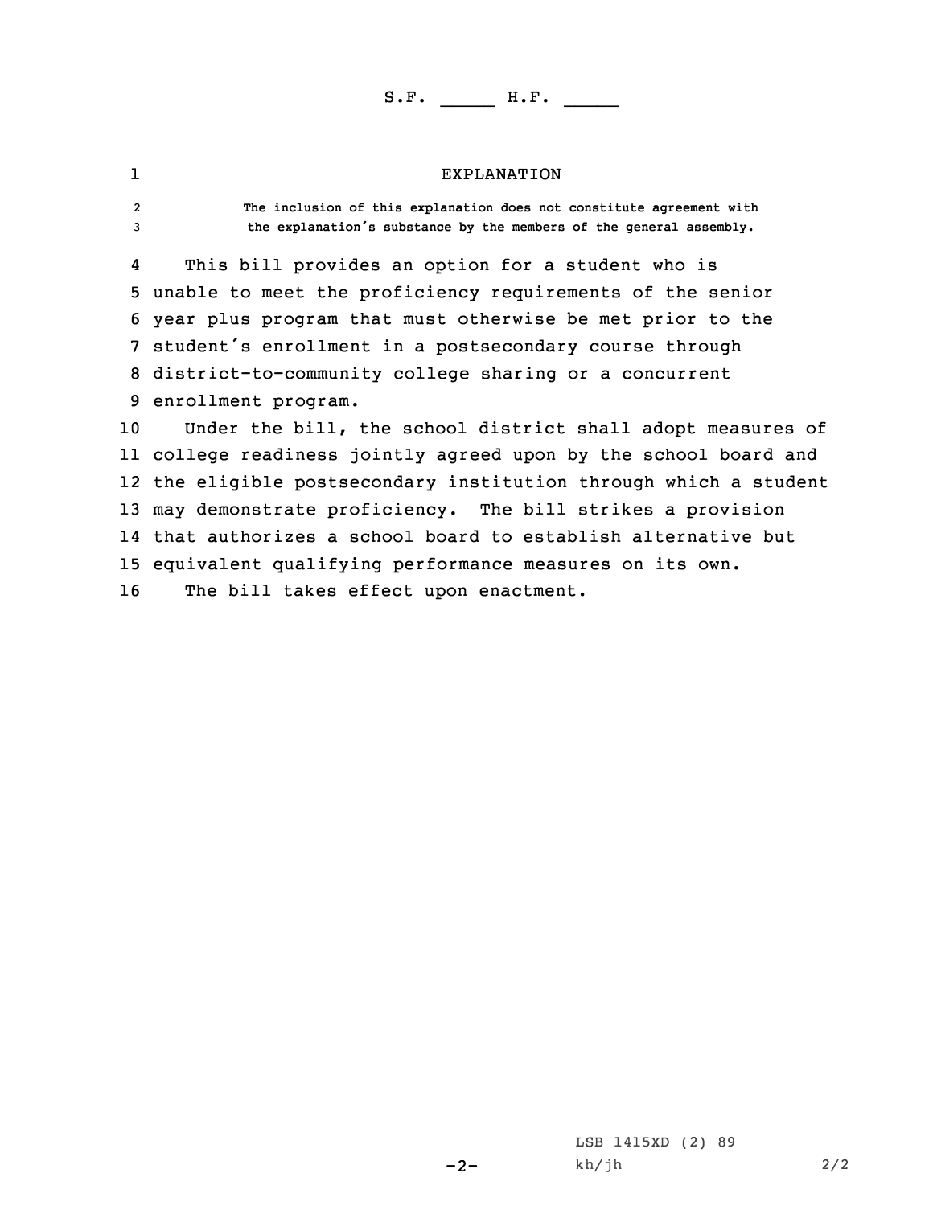S.F. _____ H.F. _____

# EXPLANATION

The inclusion of this explanation does not constitute agreement with the explanation's substance by the members of the general assembly.

This bill provides an option for a student who is unable to meet the proficiency requirements of the senior year plus program that must otherwise be met prior to the student's enrollment in a postsecondary course through district-to-community college sharing or a concurrent enrollment program.

Under the bill, the school district shall adopt measures of college readiness jointly agreed upon by the school board and the eligible postsecondary institution through which a student may demonstrate proficiency. The bill strikes a provision that authorizes a school board to establish alternative but equivalent qualifying performance measures on its own.

The bill takes effect upon enactment.

LSB 1415XD (2) 89
kh/jh